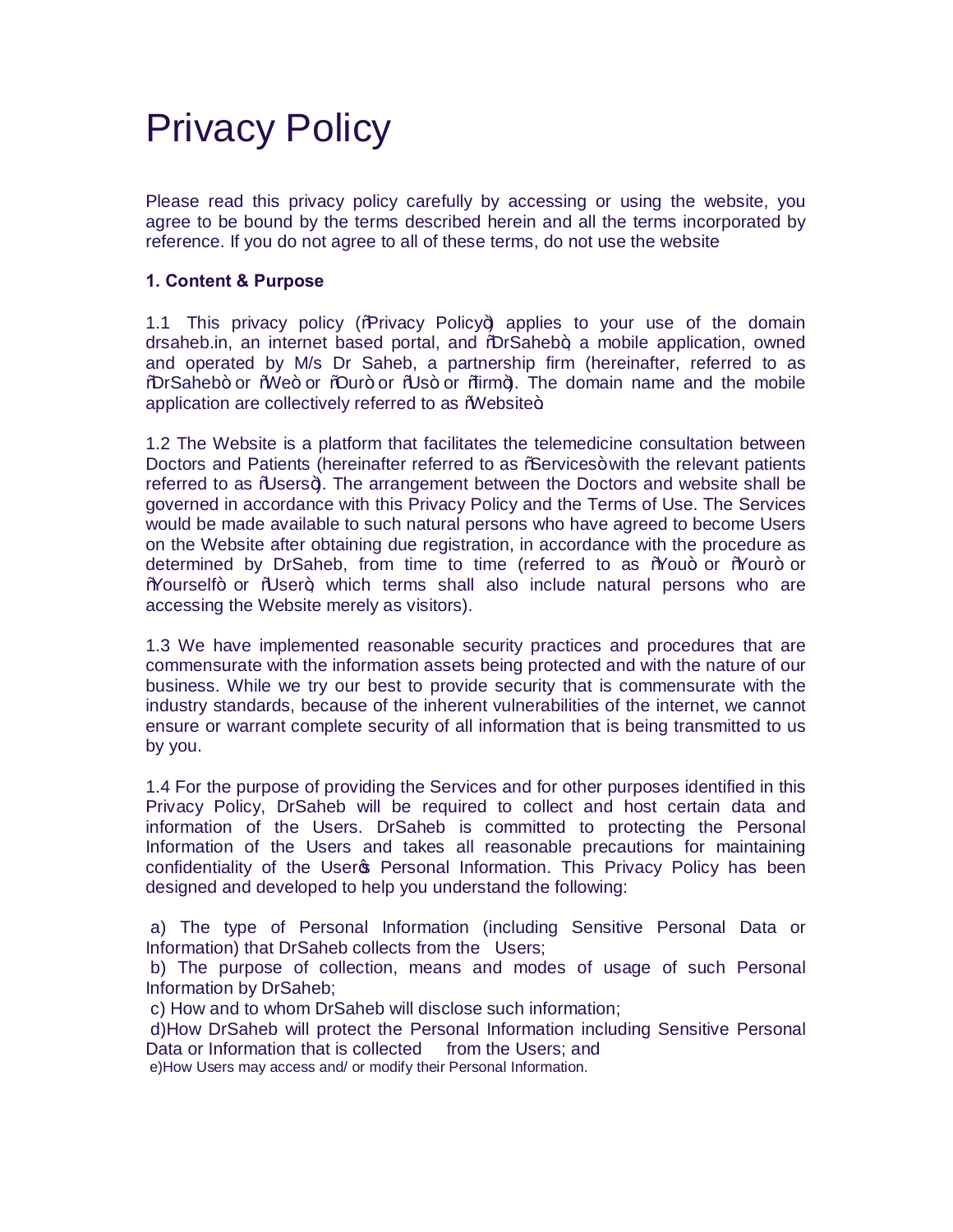# Privacy Policy

Please read this privacy policy carefully by accessing or using the website, you agree to be bound by the terms described herein and all the terms incorporated by reference. If you do not agree to all of these terms, do not use the website

**1. Content & Purpose**

1.1 This privacy policy ("Privacy Policy") applies to your use of the domain drsaheb.in, an internet based portal, and "DrSaheb", a mobile application, owned and operated by M/s Dr Saheb, a partnership firm (hereinafter, referred to as "DrSaheb" or "We" or "Our" or "Us" or "firm"). The domain name and the mobile application are collectively referred to as "Website".

1.2 The Website is a platform that facilitates the telemedicine consultation between Doctors and Patients (hereinafter referred to as "Services" with the relevant patients referred to as "Users"). The arrangement between the Doctors and website shall be governed in accordance with this Privacy Policy and the Terms of Use. The Services would be made available to such natural persons who have agreed to become Users on the Website after obtaining due registration, in accordance with the procedure as determined by DrSaheb, from time to time (referred to as "You" or "Your" or "Yourself" or "User", which terms shall also include natural persons who are accessing the Website merely as visitors).

1.3 We have implemented reasonable security practices and procedures that are commensurate with the information assets being protected and with the nature of our business. While we try our best to provide security that is commensurate with the industry standards, because of the inherent vulnerabilities of the internet, we cannot ensure or warrant complete security of all information that is being transmitted to us by you.

1.4 For the purpose of providing the Services and for other purposes identified in this Privacy Policy, DrSaheb will be required to collect and host certain data and information of the Users. DrSaheb is committed to protecting the Personal Information of the Users and takes all reasonable precautions for maintaining confidentiality of the User's Personal Information. This Privacy Policy has been designed and developed to help you understand the following:

a) The type of Personal Information (including Sensitive Personal Data or Information) that DrSaheb collects from the Users;
b) The purpose of collection, means and modes of usage of such Personal Information by DrSaheb;
c) How and to whom DrSaheb will disclose such information;
d)How DrSaheb will protect the Personal Information including Sensitive Personal Data or Information that is collected from the Users; and
e)How Users may access and/ or modify their Personal Information.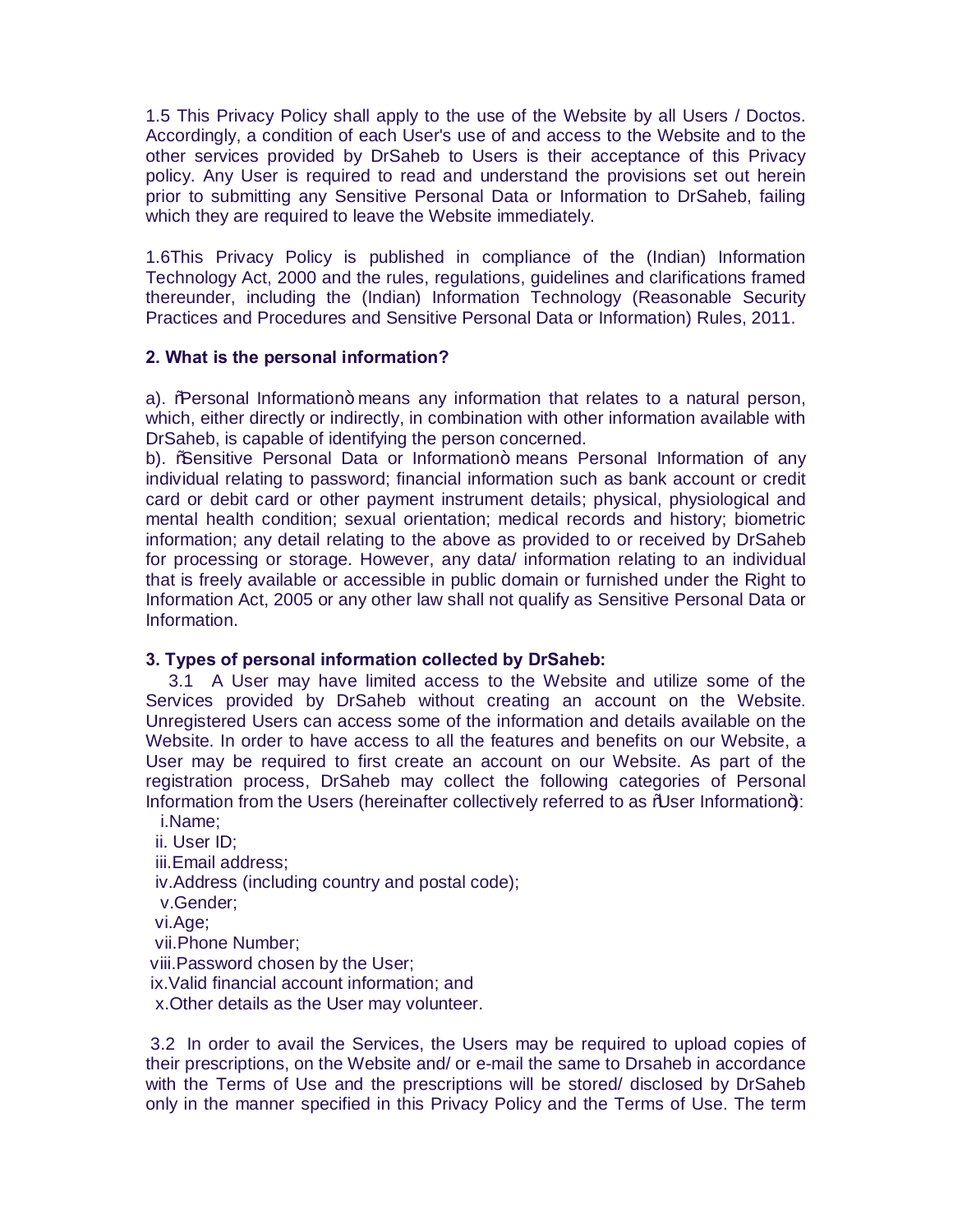1.5 This Privacy Policy shall apply to the use of the Website by all Users / Doctos. Accordingly, a condition of each User's use of and access to the Website and to the other services provided by DrSaheb to Users is their acceptance of this Privacy policy. Any User is required to read and understand the provisions set out herein prior to submitting any Sensitive Personal Data or Information to DrSaheb, failing which they are required to leave the Website immediately.

1.6This Privacy Policy is published in compliance of the (Indian) Information Technology Act, 2000 and the rules, regulations, guidelines and clarifications framed thereunder, including the (Indian) Information Technology (Reasonable Security Practices and Procedures and Sensitive Personal Data or Information) Rules, 2011.

**2. What is the personal information?**

a). "Personal Information" means any information that relates to a natural person, which, either directly or indirectly, in combination with other information available with DrSaheb, is capable of identifying the person concerned.
b). "Sensitive Personal Data or Information" means Personal Information of any individual relating to password; financial information such as bank account or credit card or debit card or other payment instrument details; physical, physiological and mental health condition; sexual orientation; medical records and history; biometric information; any detail relating to the above as provided to or received by DrSaheb for processing or storage. However, any data/ information relating to an individual that is freely available or accessible in public domain or furnished under the Right to Information Act, 2005 or any other law shall not qualify as Sensitive Personal Data or Information.

**3. Types of personal information collected by DrSaheb:**

3.1 A User may have limited access to the Website and utilize some of the Services provided by DrSaheb without creating an account on the Website. Unregistered Users can access some of the information and details available on the Website. In order to have access to all the features and benefits on our Website, a User may be required to first create an account on our Website. As part of the registration process, DrSaheb may collect the following categories of Personal Information from the Users (hereinafter collectively referred to as "User Information"):

i. Name;
ii. User ID;
iii. Email address;
iv. Address (including country and postal code);
v. Gender;
vi. Age;
vii. Phone Number;
viii. Password chosen by the User;
ix. Valid financial account information; and
x. Other details as the User may volunteer.

3.2 In order to avail the Services, the Users may be required to upload copies of their prescriptions, on the Website and/ or e-mail the same to Drsaheb in accordance with the Terms of Use and the prescriptions will be stored/ disclosed by DrSaheb only in the manner specified in this Privacy Policy and the Terms of Use. The term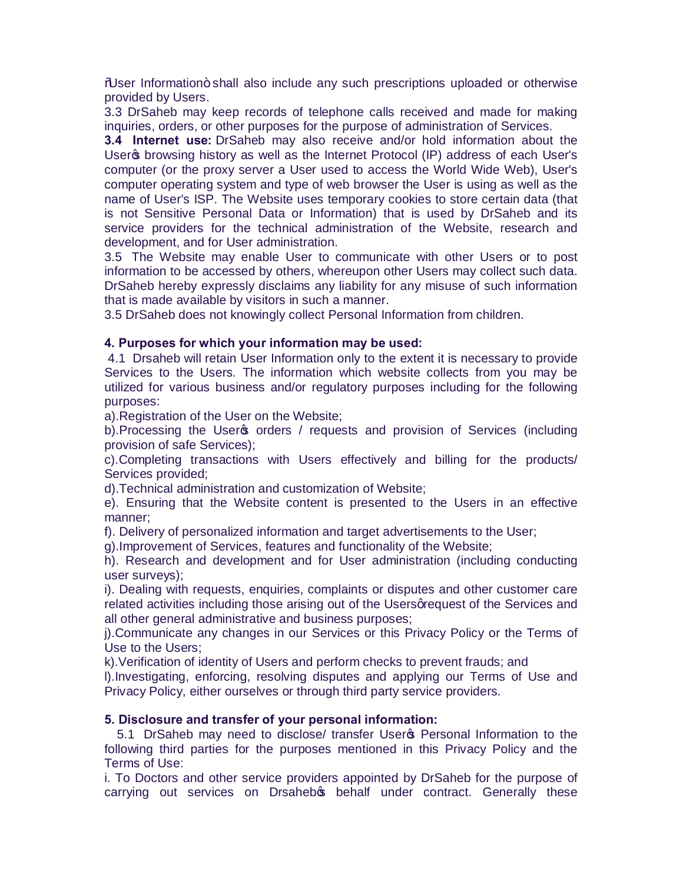"User Information" shall also include any such prescriptions uploaded or otherwise provided by Users.

3.3 DrSaheb may keep records of telephone calls received and made for making inquiries, orders, or other purposes for the purpose of administration of Services.

**3.4 Internet use:** DrSaheb may also receive and/or hold information about the User's browsing history as well as the Internet Protocol (IP) address of each User's computer (or the proxy server a User used to access the World Wide Web), User's computer operating system and type of web browser the User is using as well as the name of User's ISP. The Website uses temporary cookies to store certain data (that is not Sensitive Personal Data or Information) that is used by DrSaheb and its service providers for the technical administration of the Website, research and development, and for User administration.

3.5 The Website may enable User to communicate with other Users or to post information to be accessed by others, whereupon other Users may collect such data. DrSaheb hereby expressly disclaims any liability for any misuse of such information that is made available by visitors in such a manner.

3.5 DrSaheb does not knowingly collect Personal Information from children.

**4. Purposes for which your information may be used:**

4.1 Drsaheb will retain User Information only to the extent it is necessary to provide Services to the Users. The information which website collects from you may be utilized for various business and/or regulatory purposes including for the following purposes:

a).Registration of the User on the Website;

b).Processing the User's orders / requests and provision of Services (including provision of safe Services);

c).Completing transactions with Users effectively and billing for the products/ Services provided;

d).Technical administration and customization of Website;

e). Ensuring that the Website content is presented to the Users in an effective manner;

f). Delivery of personalized information and target advertisements to the User;

g).Improvement of Services, features and functionality of the Website;

h). Research and development and for User administration (including conducting user surveys);

i). Dealing with requests, enquiries, complaints or disputes and other customer care related activities including those arising out of the Users' request of the Services and all other general administrative and business purposes;

j).Communicate any changes in our Services or this Privacy Policy or the Terms of Use to the Users;

k).Verification of identity of Users and perform checks to prevent frauds; and

l).Investigating, enforcing, resolving disputes and applying our Terms of Use and Privacy Policy, either ourselves or through third party service providers.

**5. Disclosure and transfer of your personal information:**

5.1 DrSaheb may need to disclose/ transfer User's Personal Information to the following third parties for the purposes mentioned in this Privacy Policy and the Terms of Use:

i. To Doctors and other service providers appointed by DrSaheb for the purpose of carrying out services on Drsaheb's behalf under contract. Generally these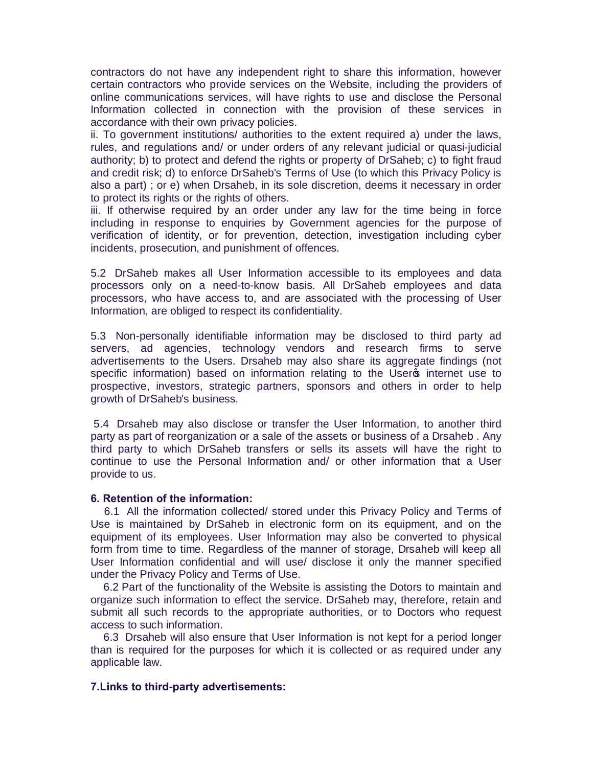contractors do not have any independent right to share this information, however certain contractors who provide services on the Website, including the providers of online communications services, will have rights to use and disclose the Personal Information collected in connection with the provision of these services in accordance with their own privacy policies.

ii. To government institutions/ authorities to the extent required a) under the laws, rules, and regulations and/ or under orders of any relevant judicial or quasi-judicial authority; b) to protect and defend the rights or property of DrSaheb; c) to fight fraud and credit risk; d) to enforce DrSaheb's Terms of Use (to which this Privacy Policy is also a part) ; or e) when Drsaheb, in its sole discretion, deems it necessary in order to protect its rights or the rights of others.

iii. If otherwise required by an order under any law for the time being in force including in response to enquiries by Government agencies for the purpose of verification of identity, or for prevention, detection, investigation including cyber incidents, prosecution, and punishment of offences.

5.2 DrSaheb makes all User Information accessible to its employees and data processors only on a need-to-know basis. All DrSaheb employees and data processors, who have access to, and are associated with the processing of User Information, are obliged to respect its confidentiality.

5.3 Non-personally identifiable information may be disclosed to third party ad servers, ad agencies, technology vendors and research firms to serve advertisements to the Users. Drsaheb may also share its aggregate findings (not specific information) based on information relating to the Users internet use to prospective, investors, strategic partners, sponsors and others in order to help growth of DrSaheb's business.

5.4 Drsaheb may also disclose or transfer the User Information, to another third party as part of reorganization or a sale of the assets or business of a Drsaheb . Any third party to which DrSaheb transfers or sells its assets will have the right to continue to use the Personal Information and/ or other information that a User provide to us.

**6. Retention of the information:**

6.1 All the information collected/ stored under this Privacy Policy and Terms of Use is maintained by DrSaheb in electronic form on its equipment, and on the equipment of its employees. User Information may also be converted to physical form from time to time. Regardless of the manner of storage, Drsaheb will keep all User Information confidential and will use/ disclose it only the manner specified under the Privacy Policy and Terms of Use.

6.2 Part of the functionality of the Website is assisting the Dotors to maintain and organize such information to effect the service. DrSaheb may, therefore, retain and submit all such records to the appropriate authorities, or to Doctors who request access to such information.

6.3 Drsaheb will also ensure that User Information is not kept for a period longer than is required for the purposes for which it is collected or as required under any applicable law.

**7.Links to third-party advertisements:**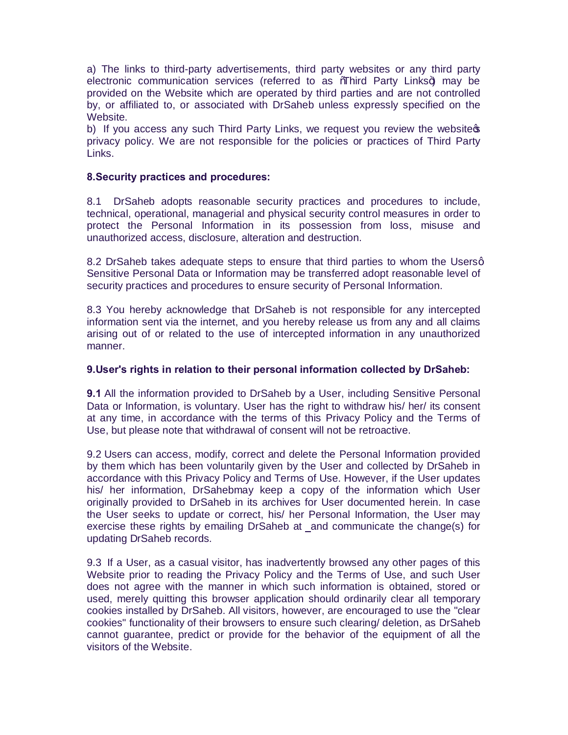a) The links to third-party advertisements, third party websites or any third party electronic communication services (referred to as "Third Party Links") may be provided on the Website which are operated by third parties and are not controlled by, or affiliated to, or associated with DrSaheb unless expressly specified on the Website.

b) If you access any such Third Party Links, we request you review the website's privacy policy. We are not responsible for the policies or practices of Third Party Links.

**8.Security practices and procedures:**

8.1 DrSaheb adopts reasonable security practices and procedures to include, technical, operational, managerial and physical security control measures in order to protect the Personal Information in its possession from loss, misuse and unauthorized access, disclosure, alteration and destruction.

8.2 DrSaheb takes adequate steps to ensure that third parties to whom the Users' Sensitive Personal Data or Information may be transferred adopt reasonable level of security practices and procedures to ensure security of Personal Information.

8.3 You hereby acknowledge that DrSaheb is not responsible for any intercepted information sent via the internet, and you hereby release us from any and all claims arising out of or related to the use of intercepted information in any unauthorized manner.

**9.User's rights in relation to their personal information collected by DrSaheb:**

**9.1** All the information provided to DrSaheb by a User, including Sensitive Personal Data or Information, is voluntary. User has the right to withdraw his/ her/ its consent at any time, in accordance with the terms of this Privacy Policy and the Terms of Use, but please note that withdrawal of consent will not be retroactive.

9.2 Users can access, modify, correct and delete the Personal Information provided by them which has been voluntarily given by the User and collected by DrSaheb in accordance with this Privacy Policy and Terms of Use. However, if the User updates his/ her information, DrSahebmay keep a copy of the information which User originally provided to DrSaheb in its archives for User documented herein. In case the User seeks to update or correct, his/ her Personal Information, the User may exercise these rights by emailing DrSaheb at _and communicate the change(s) for updating DrSaheb records.

9.3 If a User, as a casual visitor, has inadvertently browsed any other pages of this Website prior to reading the Privacy Policy and the Terms of Use, and such User does not agree with the manner in which such information is obtained, stored or used, merely quitting this browser application should ordinarily clear all temporary cookies installed by DrSaheb. All visitors, however, are encouraged to use the "clear cookies" functionality of their browsers to ensure such clearing/ deletion, as DrSaheb cannot guarantee, predict or provide for the behavior of the equipment of all the visitors of the Website.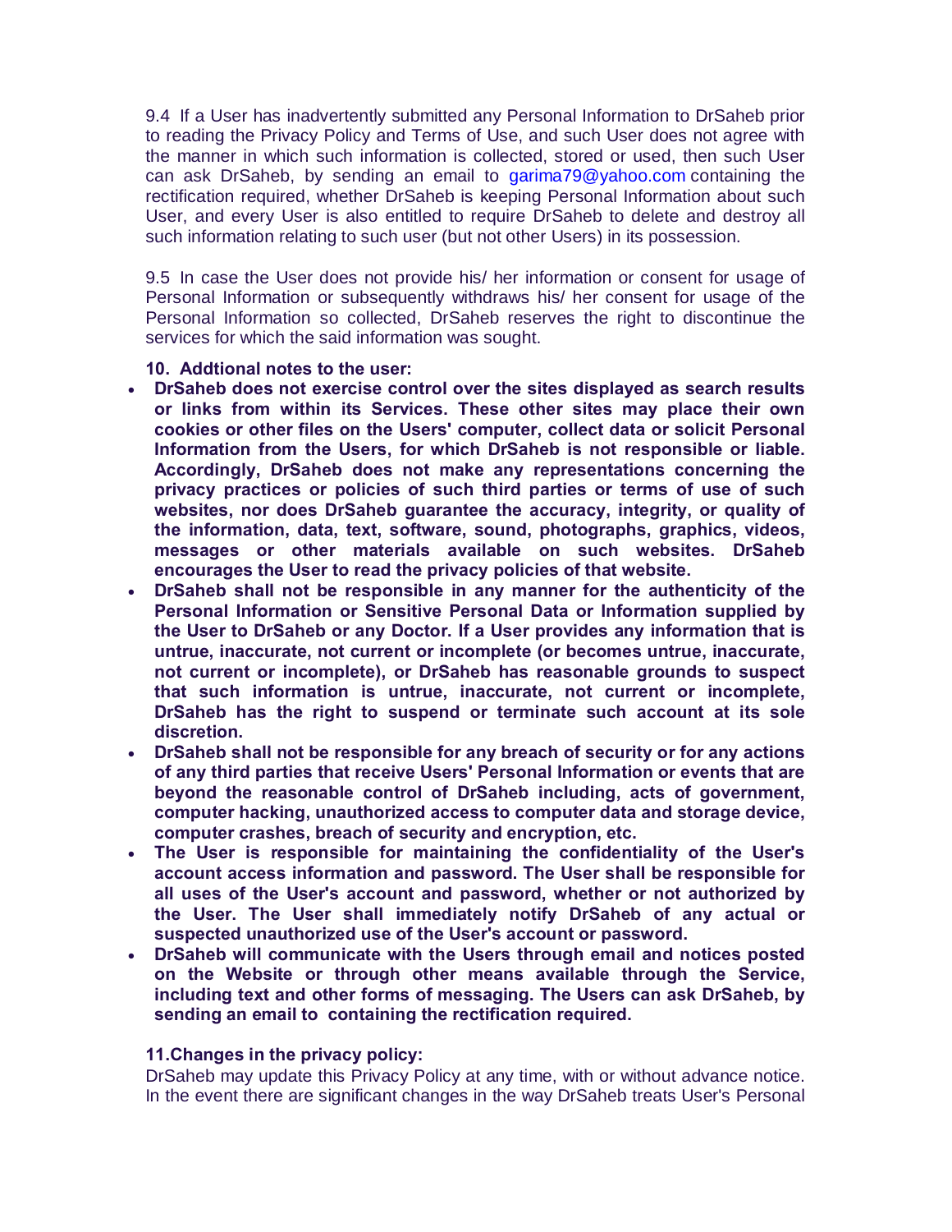9.4 If a User has inadvertently submitted any Personal Information to DrSaheb prior to reading the Privacy Policy and Terms of Use, and such User does not agree with the manner in which such information is collected, stored or used, then such User can ask DrSaheb, by sending an email to garima79@yahoo.com containing the rectification required, whether DrSaheb is keeping Personal Information about such User, and every User is also entitled to require DrSaheb to delete and destroy all such information relating to such user (but not other Users) in its possession.

9.5 In case the User does not provide his/ her information or consent for usage of Personal Information or subsequently withdraws his/ her consent for usage of the Personal Information so collected, DrSaheb reserves the right to discontinue the services for which the said information was sought.

**10. Addtional notes to the user:**

- **DrSaheb does not exercise control over the sites displayed as search results or links from within its Services. These other sites may place their own cookies or other files on the Users' computer, collect data or solicit Personal Information from the Users, for which DrSaheb is not responsible or liable. Accordingly, DrSaheb does not make any representations concerning the privacy practices or policies of such third parties or terms of use of such websites, nor does DrSaheb guarantee the accuracy, integrity, or quality of the information, data, text, software, sound, photographs, graphics, videos, messages or other materials available on such websites. DrSaheb encourages the User to read the privacy policies of that website.**
- **DrSaheb shall not be responsible in any manner for the authenticity of the Personal Information or Sensitive Personal Data or Information supplied by the User to DrSaheb or any Doctor. If a User provides any information that is untrue, inaccurate, not current or incomplete (or becomes untrue, inaccurate, not current or incomplete), or DrSaheb has reasonable grounds to suspect that such information is untrue, inaccurate, not current or incomplete, DrSaheb has the right to suspend or terminate such account at its sole discretion.**
- **DrSaheb shall not be responsible for any breach of security or for any actions of any third parties that receive Users' Personal Information or events that are beyond the reasonable control of DrSaheb including, acts of government, computer hacking, unauthorized access to computer data and storage device, computer crashes, breach of security and encryption, etc.**
- **The User is responsible for maintaining the confidentiality of the User's account access information and password. The User shall be responsible for all uses of the User's account and password, whether or not authorized by the User. The User shall immediately notify DrSaheb of any actual or suspected unauthorized use of the User's account or password.**
- **DrSaheb will communicate with the Users through email and notices posted on the Website or through other means available through the Service, including text and other forms of messaging. The Users can ask DrSaheb, by sending an email to containing the rectification required.**

**11.Changes in the privacy policy:**

DrSaheb may update this Privacy Policy at any time, with or without advance notice. In the event there are significant changes in the way DrSaheb treats User's Personal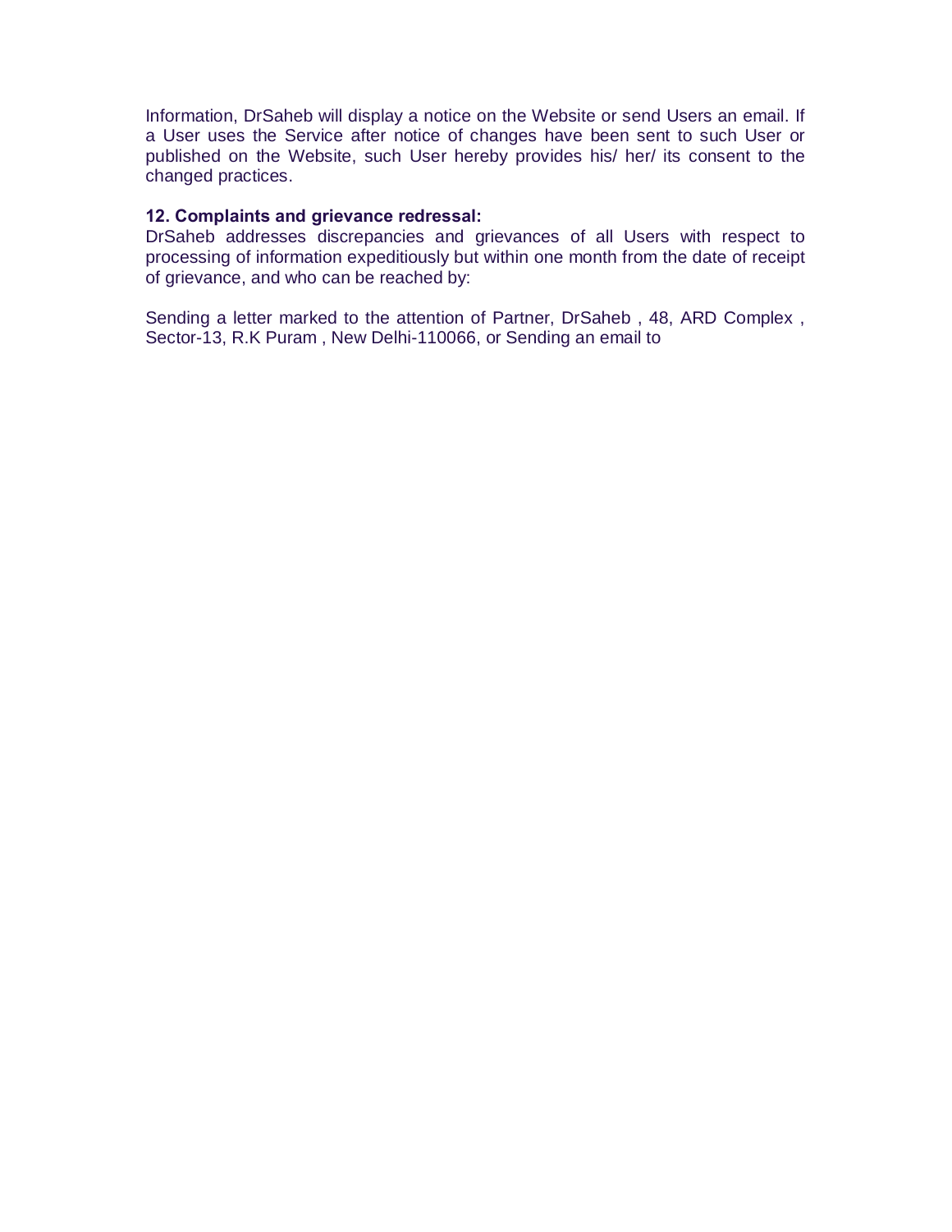Information, DrSaheb will display a notice on the Website or send Users an email. If a User uses the Service after notice of changes have been sent to such User or published on the Website, such User hereby provides his/ her/ its consent to the changed practices.

**12. Complaints and grievance redressal:**

DrSaheb addresses discrepancies and grievances of all Users with respect to processing of information expeditiously but within one month from the date of receipt of grievance, and who can be reached by:

Sending a letter marked to the attention of Partner, DrSaheb , 48, ARD Complex , Sector-13, R.K Puram , New Delhi-110066, or Sending an email to